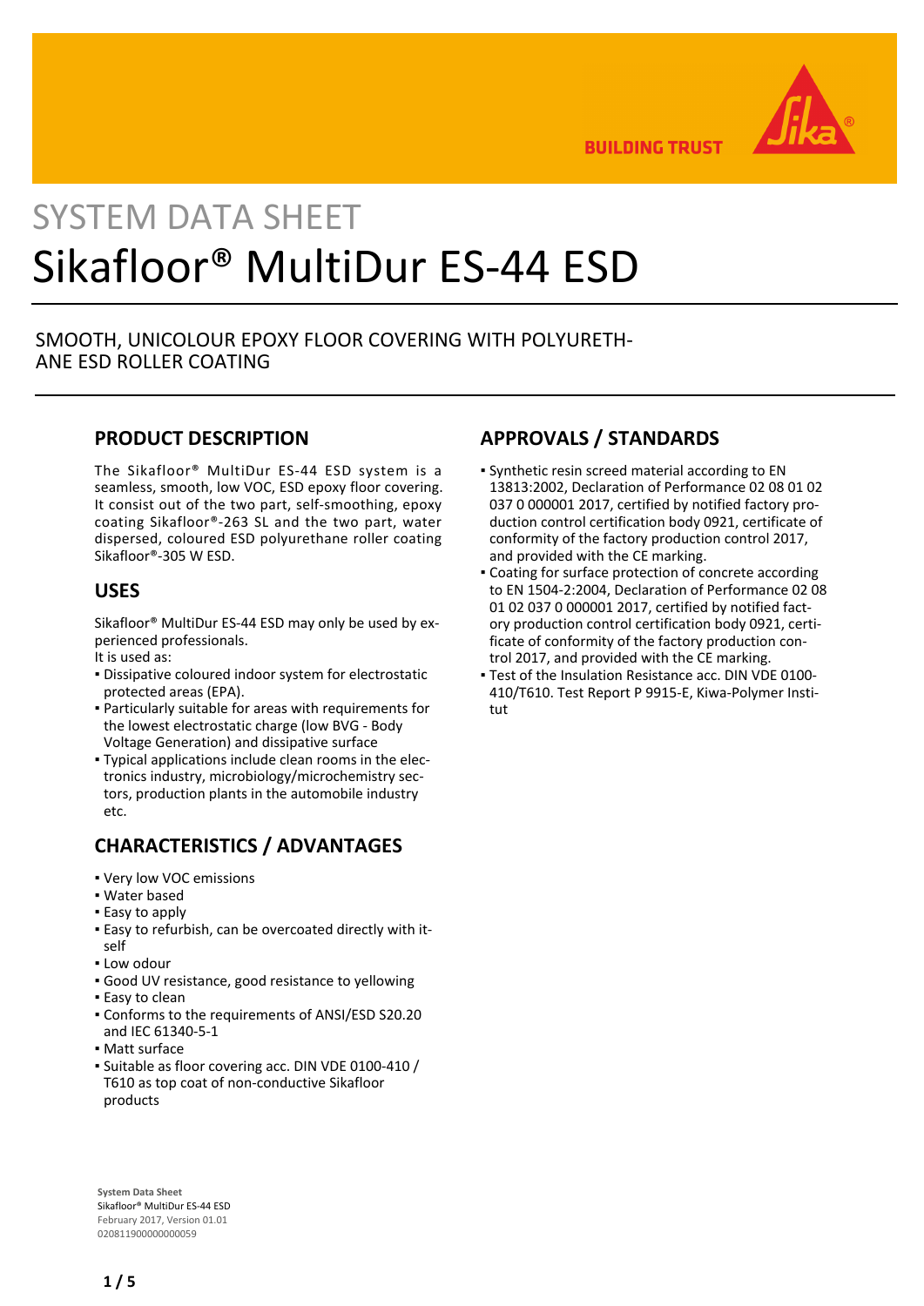SYSTEM DATA SHEET

# Sikafloor® MultiDur ES-44 ESD

SMOOTH, UNICOLOUR EPOXY FLOOR COVERING WITH POLYURETHANE ESD ROLLER COATING

## PRODUCT DESCRIPTION

The Sikafloor® MultiDur ES-44 ESD system is a seamless, smooth, low VOC, ESD epoxy floor covering. It consist out of the two part, self-smoothing, epoxy coating Sikafloor®-263 SL and the two part, water dispersed, coloured ESD polyurethane roller coating Sikafloor®-305 W ESD.

## USES

Sikafloor® MultiDur ES-44 ESD may only be used by experienced professionals.
It is used as:

- Dissipative coloured indoor system for electrostatic protected areas (EPA).
- Particularly suitable for areas with requirements for the lowest electrostatic charge (low BVG - Body Voltage Generation) and dissipative surface
- Typical applications include clean rooms in the electronics industry, microbiology/microchemistry sectors, production plants in the automobile industry etc.

## CHARACTERISTICS / ADVANTAGES

- Very low VOC emissions
- Water based
- Easy to apply
- Easy to refurbish, can be overcoated directly with itself
- Low odour
- Good UV resistance, good resistance to yellowing
- Easy to clean
- Conforms to the requirements of ANSI/ESD S20.20 and IEC 61340-5-1
- Matt surface
- Suitable as floor covering acc. DIN VDE 0100-410 / T610 as top coat of non-conductive Sikafloor products

## APPROVALS / STANDARDS

- Synthetic resin screed material according to EN 13813:2002, Declaration of Performance 02 08 01 02 037 0 000001 2017, certified by notified factory production control certification body 0921, certificate of conformity of the factory production control 2017, and provided with the CE marking.
- Coating for surface protection of concrete according to EN 1504-2:2004, Declaration of Performance 02 08 01 02 037 0 000001 2017, certified by notified factory production control certification body 0921, certificate of conformity of the factory production control 2017, and provided with the CE marking.
- Test of the Insulation Resistance acc. DIN VDE 0100-410/T610. Test Report P 9915-E, Kiwa-Polymer Institut

**System Data Sheet**
Sikafloor® MultiDur ES-44 ESD
February 2017, Version 01.01
020811900000000059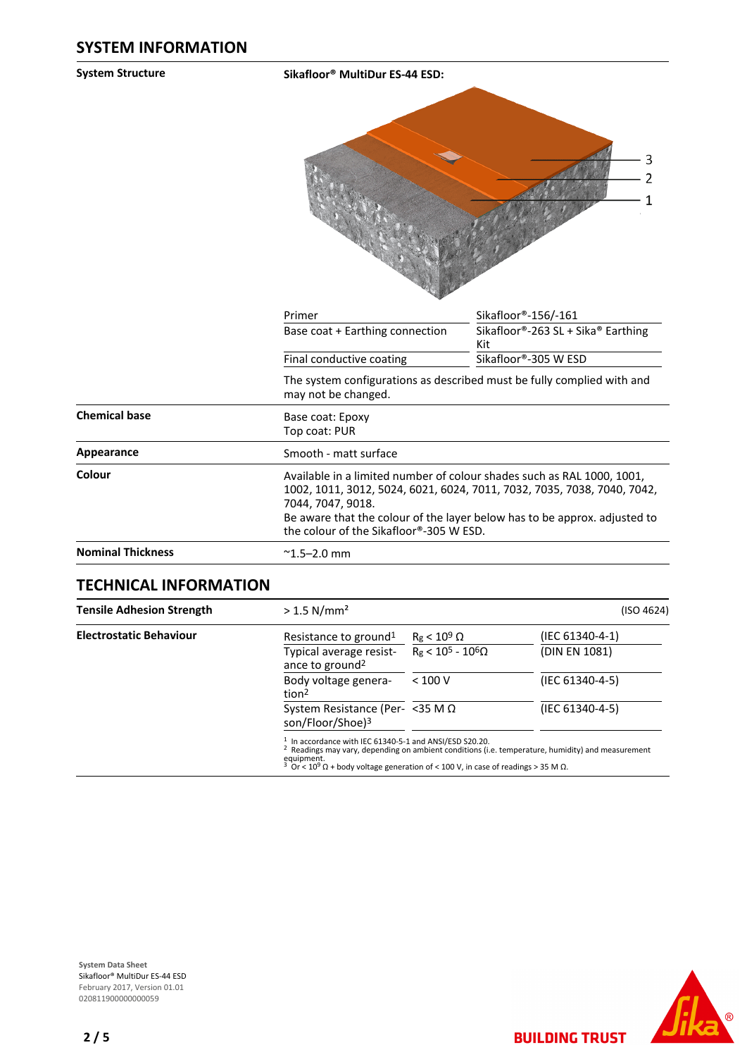## SYSTEM INFORMATION

| | |
|---|---|
| **System Structure** | **Sikafloor® MultiDur ES-44 ESD:** |

3
2
1

| | |
|---|---|
| Primer | Sikafloor®-156/-161 |
| Base coat + Earthing connection | Sikafloor®-263 SL + Sika® Earthing Kit |
| Final conductive coating | Sikafloor®-305 W ESD |

The system configurations as described must be fully complied with and may not be changed.

| | |
|---|---|
| **Chemical base** | Base coat: Epoxy<br>Top coat: PUR |
| **Appearance** | Smooth - matt surface |
| **Colour** | Available in a limited number of colour shades such as RAL 1000, 1001, 1002, 1011, 3012, 5024, 6021, 6024, 7011, 7032, 7035, 7038, 7040, 7042, 7044, 7047, 9018.<br>Be aware that the colour of the layer below has to be approx. adjusted to the colour of the Sikafloor®-305 W ESD. |
| **Nominal Thickness** | ~1.5–2.0 mm |

## TECHNICAL INFORMATION

| | | | |
|---|---|---|---|
| **Tensile Adhesion Strength** | > 1.5 N/mm² | | (ISO 4624) |
| **Electrostatic Behaviour** | Resistance to ground[1] | $R_g < 10^9$ Ω | (IEC 61340-4-1) |
| | Typical average resistance to ground[2] | $R_g < 10^5 - 10^6$Ω | (DIN EN 1081) |
| | Body voltage generation[2] | < 100 V | (IEC 61340-4-5) |
| | System Resistance (Person/Floor/Shoe)[3] | <35 M Ω | (IEC 61340-4-5) |

[1] In accordance with IEC 61340-5-1 and ANSI/ESD S20.20.
[2] Readings may vary, depending on ambient conditions (i.e. temperature, humidity) and measurement equipment.
[3] Or < $10^9$ Ω + body voltage generation of < 100 V, in case of readings > 35 M Ω.

**System Data Sheet**
Sikafloor® MultiDur ES-44 ESD
February 2017, Version 01.01
020811900000000059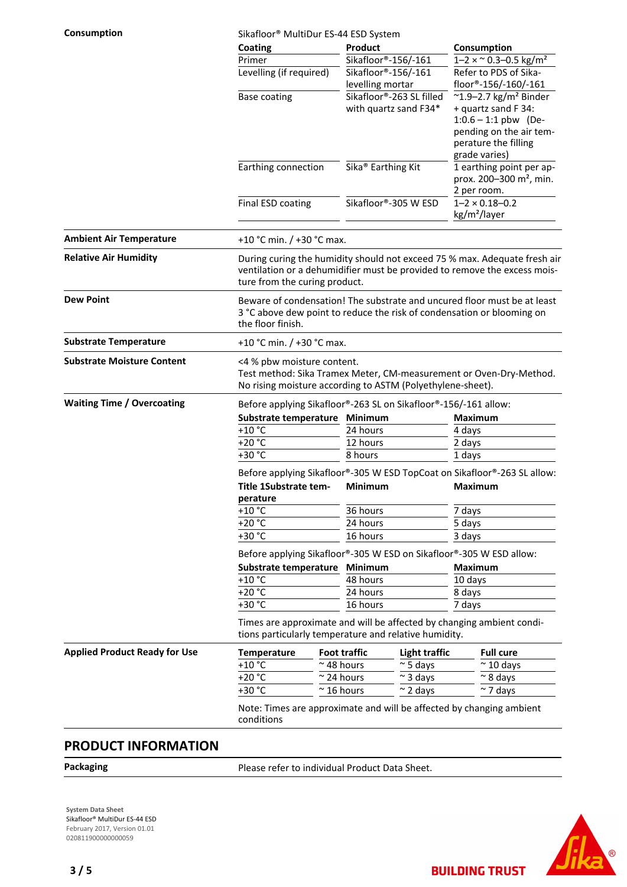**Consumption**

Sikafloor® MultiDur ES-44 ESD System

| Coating | Product | Consumption |
|---|---|---|
| Primer | Sikafloor®-156/-161 | 1–2 × ~ 0.3–0.5 kg/m² |
| Levelling (if required) | Sikafloor®-156/-161 levelling mortar | Refer to PDS of Sikafloor®-156/-160/-161 |
| Base coating | Sikafloor®-263 SL filled with quartz sand F34* | ~1.9–2.7 kg/m² Binder + quartz sand F 34: 1:0.6 – 1:1 pbw (Depending on the air temperature the filling grade varies) |
| Earthing connection | Sika® Earthing Kit | 1 earthing point per approx. 200–300 m², min. 2 per room. |
| Final ESD coating | Sikafloor®-305 W ESD | 1–2 × 0.18–0.2 kg/m²/layer |

**Ambient Air Temperature**

+10 °C min. / +30 °C max.

**Relative Air Humidity**

During curing the humidity should not exceed 75 % max. Adequate fresh air ventilation or a dehumidifier must be provided to remove the excess moisture from the curing product.

**Dew Point**

Beware of condensation! The substrate and uncured floor must be at least 3 °C above dew point to reduce the risk of condensation or blooming on the floor finish.

**Substrate Temperature**

+10 °C min. / +30 °C max.

**Substrate Moisture Content**

<4 % pbw moisture content.
Test method: Sika Tramex Meter, CM-measurement or Oven-Dry-Method.
No rising moisture according to ASTM (Polyethylene-sheet).

**Waiting Time / Overcoating**

Before applying Sikafloor®-263 SL on Sikafloor®-156/-161 allow:

| Substrate temperature | Minimum | Maximum |
|---|---|---|
| +10 °C | 24 hours | 4 days |
| +20 °C | 12 hours | 2 days |
| +30 °C | 8 hours | 1 days |

Before applying Sikafloor®-305 W ESD TopCoat on Sikafloor®-263 SL allow:

| Title 1Substrate temperature | Minimum | Maximum |
|---|---|---|
| +10 °C | 36 hours | 7 days |
| +20 °C | 24 hours | 5 days |
| +30 °C | 16 hours | 3 days |

Before applying Sikafloor®-305 W ESD on Sikafloor®-305 W ESD allow:

| Substrate temperature | Minimum | Maximum |
|---|---|---|
| +10 °C | 48 hours | 10 days |
| +20 °C | 24 hours | 8 days |
| +30 °C | 16 hours | 7 days |

Times are approximate and will be affected by changing ambient conditions particularly temperature and relative humidity.

**Applied Product Ready for Use**

| Temperature | Foot traffic | Light traffic | Full cure |
|---|---|---|---|
| +10 °C | ~ 48 hours | ~ 5 days | ~ 10 days |
| +20 °C | ~ 24 hours | ~ 3 days | ~ 8 days |
| +30 °C | ~ 16 hours | ~ 2 days | ~ 7 days |

Note: Times are approximate and will be affected by changing ambient conditions

## PRODUCT INFORMATION

**Packaging**

Please refer to individual Product Data Sheet.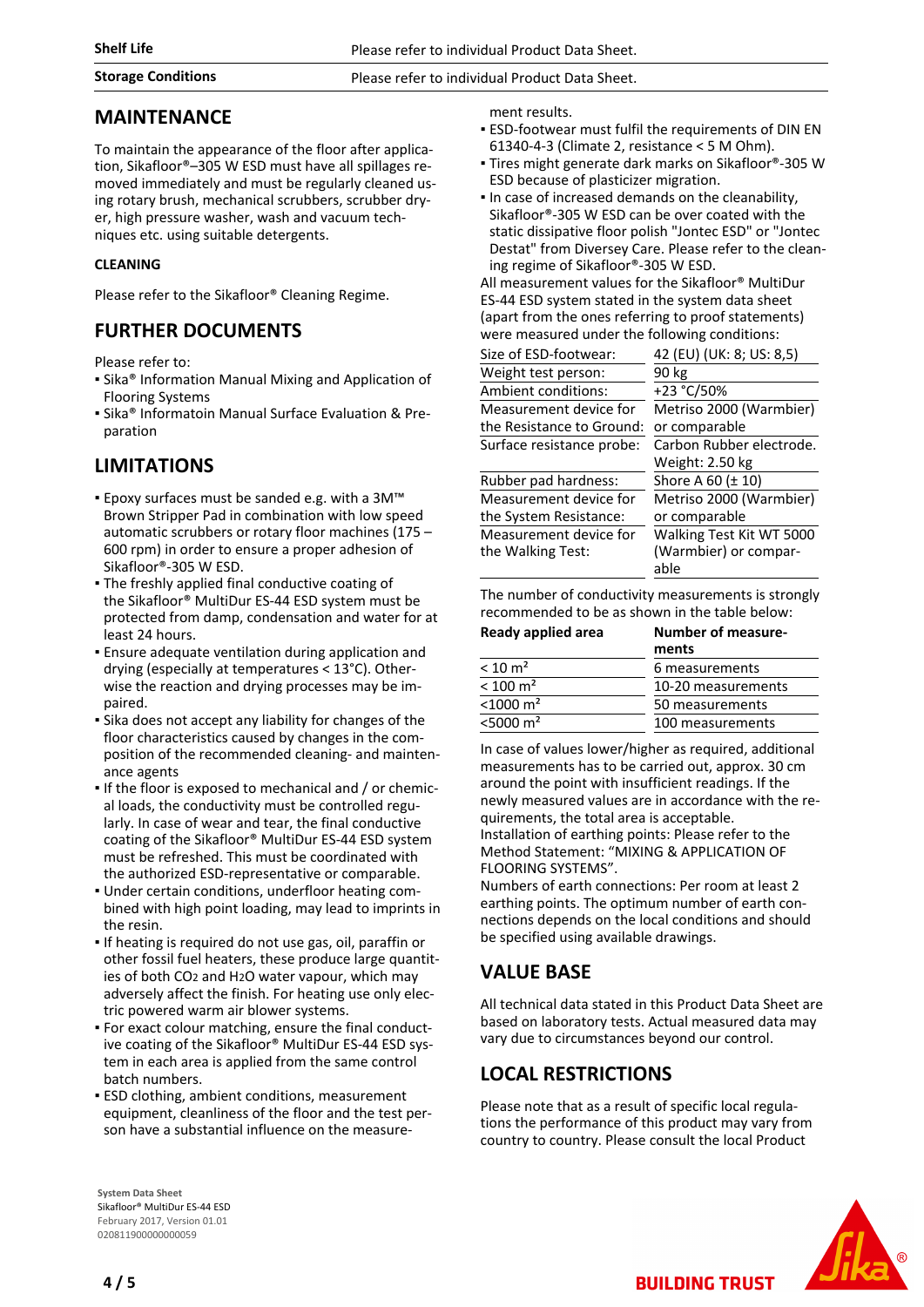| Shelf Life | Please refer to individual Product Data Sheet. |
|---|---|
| Storage Conditions | Please refer to individual Product Data Sheet. |

## MAINTENANCE

To maintain the appearance of the floor after application, Sikafloor®–305 W ESD must have all spillages removed immediately and must be regularly cleaned using rotary brush, mechanical scrubbers, scrubber dryer, high pressure washer, wash and vacuum techniques etc. using suitable detergents.

### CLEANING

Please refer to the Sikafloor® Cleaning Regime.

## FURTHER DOCUMENTS

Please refer to:
- Sika® Information Manual Mixing and Application of Flooring Systems
- Sika® Informatoin Manual Surface Evaluation & Preparation

## LIMITATIONS

- Epoxy surfaces must be sanded e.g. with a 3M™ Brown Stripper Pad in combination with low speed automatic scrubbers or rotary floor machines (175 – 600 rpm) in order to ensure a proper adhesion of Sikafloor®-305 W ESD.
- The freshly applied final conductive coating of the Sikafloor® MultiDur ES-44 ESD system must be protected from damp, condensation and water for at least 24 hours.
- Ensure adequate ventilation during application and drying (especially at temperatures < 13°C). Otherwise the reaction and drying processes may be impaired.
- Sika does not accept any liability for changes of the floor characteristics caused by changes in the composition of the recommended cleaning- and maintenance agents
- If the floor is exposed to mechanical and / or chemical loads, the conductivity must be controlled regularly. In case of wear and tear, the final conductive coating of the Sikafloor® MultiDur ES-44 ESD system must be refreshed. This must be coordinated with the authorized ESD-representative or comparable.
- Under certain conditions, underfloor heating combined with high point loading, may lead to imprints in the resin.
- If heating is required do not use gas, oil, paraffin or other fossil fuel heaters, these produce large quantities of both $CO_2$ and $H_2O$ water vapour, which may adversely affect the finish. For heating use only electric powered warm air blower systems.
- For exact colour matching, ensure the final conductive coating of the Sikafloor® MultiDur ES-44 ESD system in each area is applied from the same control batch numbers.
- ESD clothing, ambient conditions, measurement equipment, cleanliness of the floor and the test person have a substantial influence on the measurement results.
- ESD-footwear must fulfil the requirements of DIN EN 61340-4-3 (Climate 2, resistance < 5 M Ohm).
- Tires might generate dark marks on Sikafloor®-305 W ESD because of plasticizer migration.
- In case of increased demands on the cleanability, Sikafloor®-305 W ESD can be over coated with the static dissipative floor polish "Jontec ESD" or "Jontec Destat" from Diversey Care. Please refer to the cleaning regime of Sikafloor®-305 W ESD.

All measurement values for the Sikafloor® MultiDur ES-44 ESD system stated in the system data sheet (apart from the ones referring to proof statements) were measured under the following conditions:

| | |
|---|---|
| Size of ESD-footwear: | 42 (EU) (UK: 8; US: 8,5) |
| Weight test person: | 90 kg |
| Ambient conditions: | +23 °C/50% |
| Measurement device for the Resistance to Ground: | Metriso 2000 (Warmbier) or comparable |
| Surface resistance probe: | Carbon Rubber electrode. Weight: 2.50 kg |
| Rubber pad hardness: | Shore A 60 (± 10) |
| Measurement device for the System Resistance: | Metriso 2000 (Warmbier) or comparable |
| Measurement device for the Walking Test: | Walking Test Kit WT 5000 (Warmbier) or comparable |

The number of conductivity measurements is strongly recommended to be as shown in the table below:

| Ready applied area | Number of measurements |
|---|---|
| < 10 m² | 6 measurements |
| < 100 m² | 10-20 measurements |
| <1000 m² | 50 measurements |
| <5000 m² | 100 measurements |

In case of values lower/higher as required, additional measurements has to be carried out, approx. 30 cm around the point with insufficient readings. If the newly measured values are in accordance with the requirements, the total area is acceptable.
Installation of earthing points: Please refer to the Method Statement: "MIXING & APPLICATION OF FLOORING SYSTEMS".
Numbers of earth connections: Per room at least 2 earthing points. The optimum number of earth connections depends on the local conditions and should be specified using available drawings.

## VALUE BASE

All technical data stated in this Product Data Sheet are based on laboratory tests. Actual measured data may vary due to circumstances beyond our control.

## LOCAL RESTRICTIONS

Please note that as a result of specific local regulations the performance of this product may vary from country to country. Please consult the local Product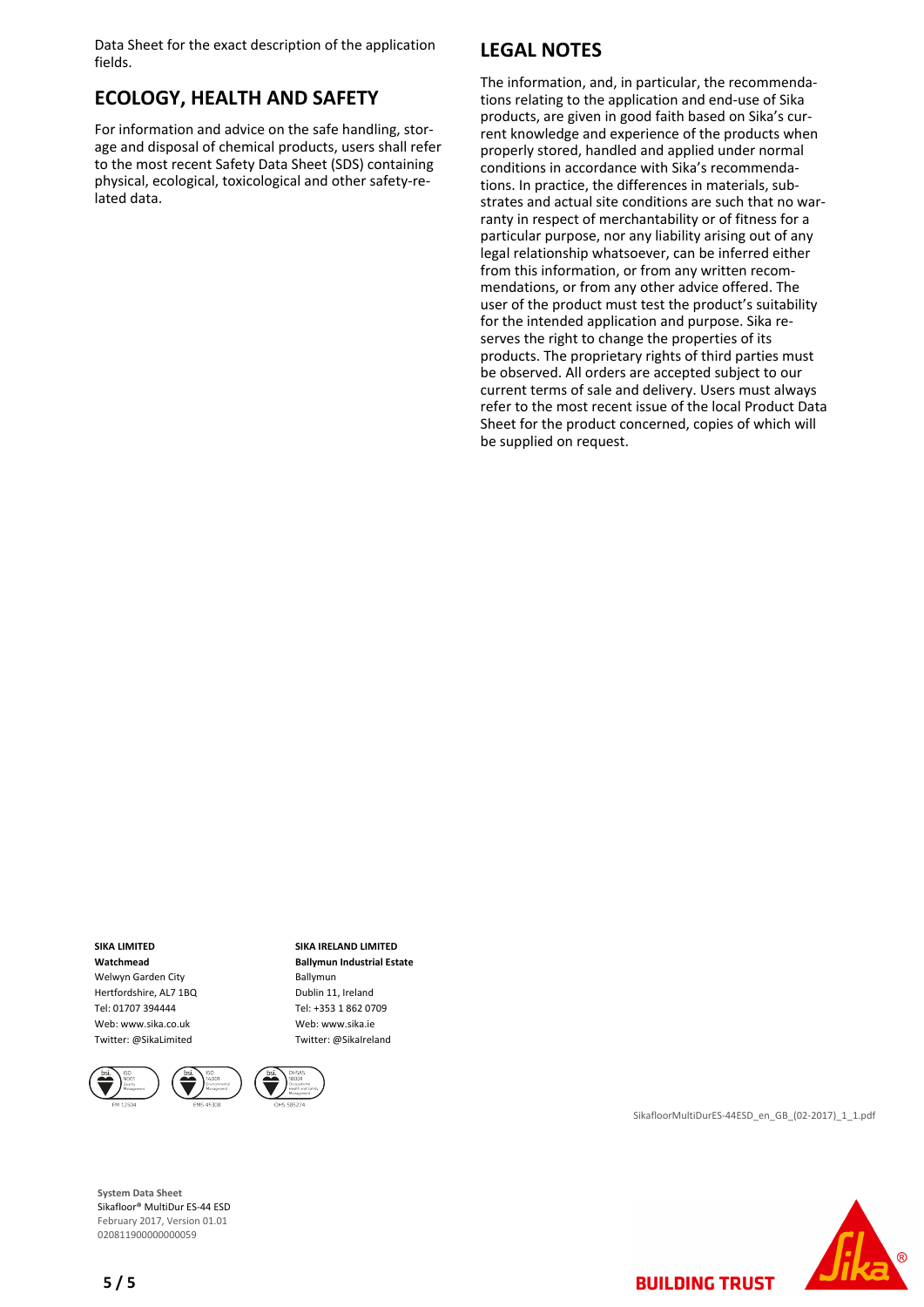Data Sheet for the exact description of the application fields.

## ECOLOGY, HEALTH AND SAFETY

For information and advice on the safe handling, storage and disposal of chemical products, users shall refer to the most recent Safety Data Sheet (SDS) containing physical, ecological, toxicological and other safety-related data.

## LEGAL NOTES

The information, and, in particular, the recommendations relating to the application and end-use of Sika products, are given in good faith based on Sika's current knowledge and experience of the products when properly stored, handled and applied under normal conditions in accordance with Sika's recommendations. In practice, the differences in materials, substrates and actual site conditions are such that no warranty in respect of merchantability or of fitness for a particular purpose, nor any liability arising out of any legal relationship whatsoever, can be inferred either from this information, or from any written recommendations, or from any other advice offered. The user of the product must test the product's suitability for the intended application and purpose. Sika reserves the right to change the properties of its products. The proprietary rights of third parties must be observed. All orders are accepted subject to our current terms of sale and delivery. Users must always refer to the most recent issue of the local Product Data Sheet for the product concerned, copies of which will be supplied on request.

**SIKA LIMITED**
**Watchmead**
Welwyn Garden City
Hertfordshire, AL7 1BQ
Tel: 01707 394444
Web: www.sika.co.uk
Twitter: @SikaLimited

**SIKA IRELAND LIMITED**
**Ballymun Industrial Estate**
Ballymun
Dublin 11, Ireland
Tel: +353 1 862 0709
Web: www.sika.ie
Twitter: @SikaIreland

FM 12504 · EMS 45308 · OHS 585274

SikafloorMultiDurES-44ESD_en_GB_(02-2017)_1_1.pdf

**System Data Sheet**
Sikafloor® MultiDur ES-44 ESD
February 2017, Version 01.01
020811900000000059